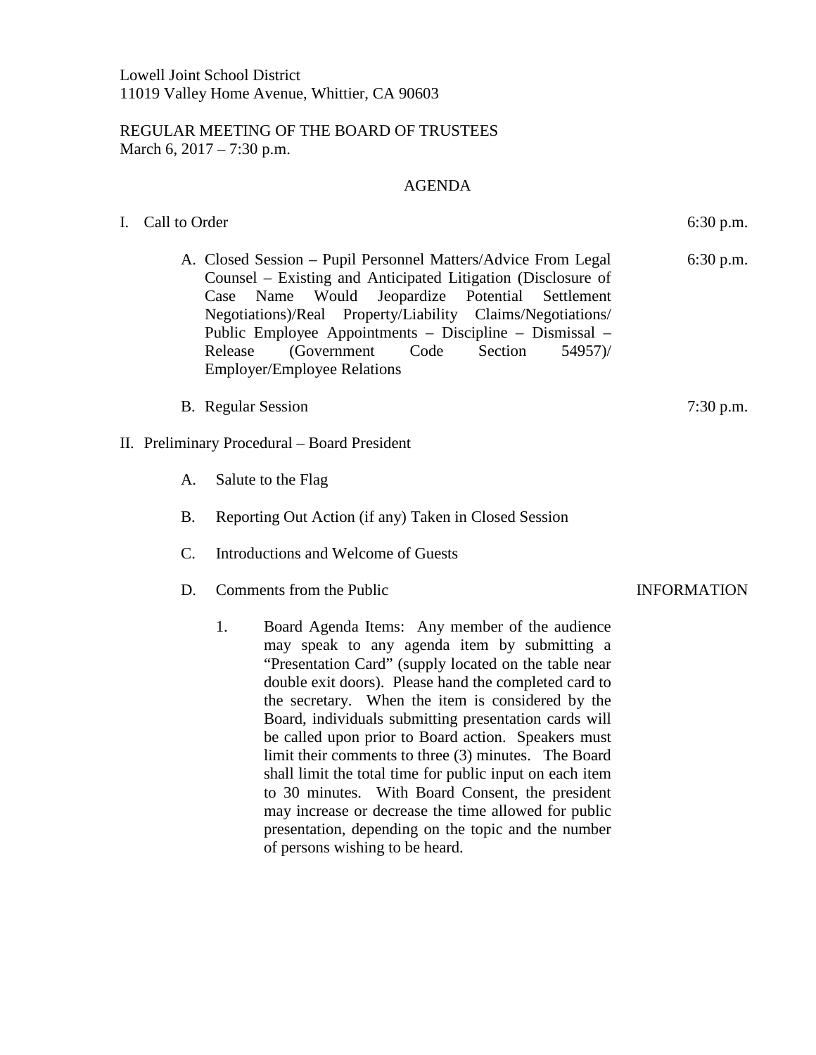Lowell Joint School District
11019 Valley Home Avenue, Whittier, CA 90603

REGULAR MEETING OF THE BOARD OF TRUSTEES
March 6, 2017 – 7:30 p.m.

## AGENDA

I. Call to Order — 6:30 p.m.

   A. Closed Session – Pupil Personnel Matters/Advice From Legal Counsel – Existing and Anticipated Litigation (Disclosure of Case Name Would Jeopardize Potential Settlement Negotiations)/Real Property/Liability Claims/Negotiations/ Public Employee Appointments – Discipline – Dismissal – Release (Government Code Section 54957)/ Employer/Employee Relations — 6:30 p.m.

   B. Regular Session — 7:30 p.m.

II. Preliminary Procedural – Board President

   A. Salute to the Flag

   B. Reporting Out Action (if any) Taken in Closed Session

   C. Introductions and Welcome of Guests

   D. Comments from the Public — INFORMATION

      1. Board Agenda Items: Any member of the audience may speak to any agenda item by submitting a "Presentation Card" (supply located on the table near double exit doors). Please hand the completed card to the secretary. When the item is considered by the Board, individuals submitting presentation cards will be called upon prior to Board action. Speakers must limit their comments to three (3) minutes. The Board shall limit the total time for public input on each item to 30 minutes. With Board Consent, the president may increase or decrease the time allowed for public presentation, depending on the topic and the number of persons wishing to be heard.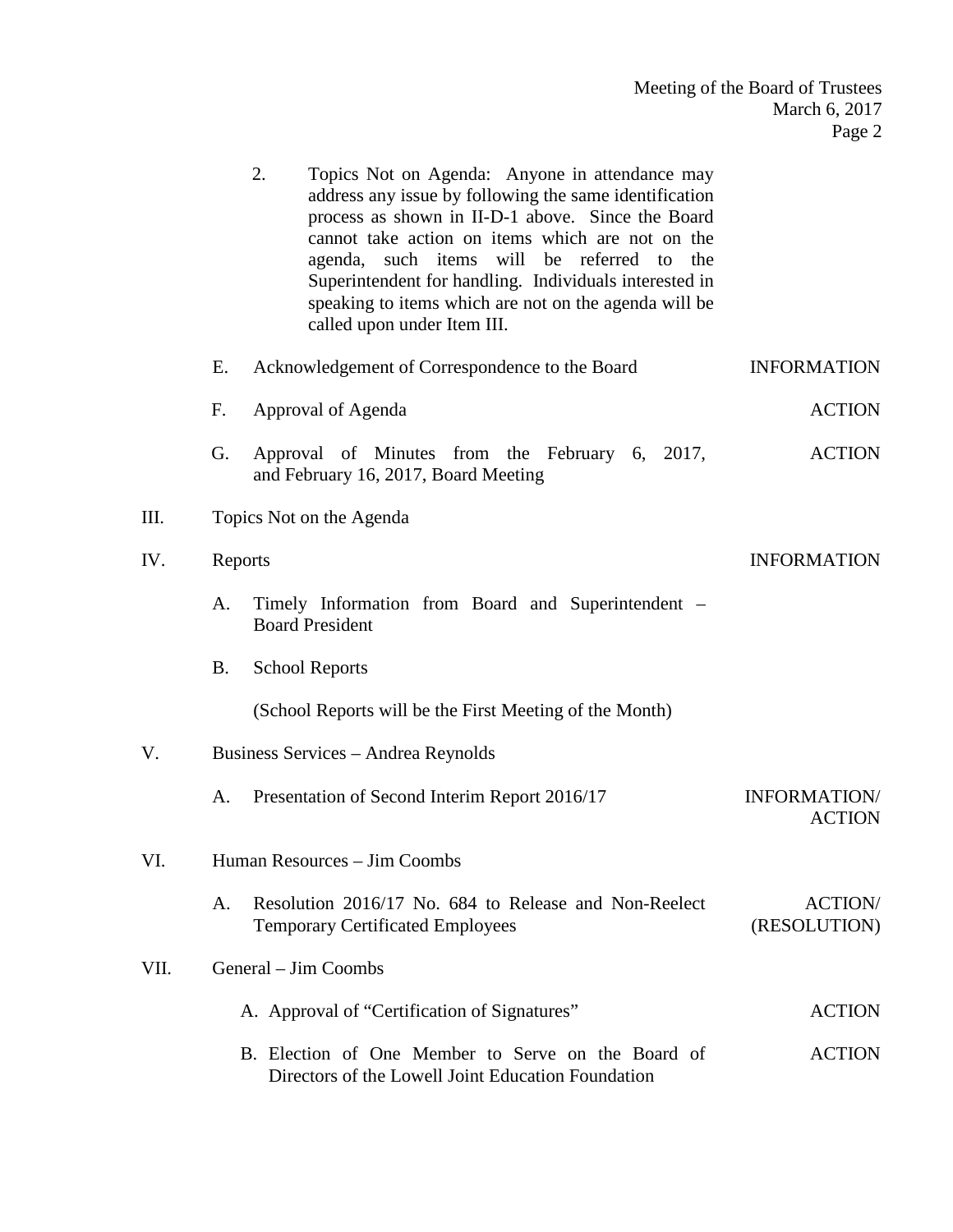2. Topics Not on Agenda: Anyone in attendance may address any issue by following the same identification process as shown in II-D-1 above. Since the Board cannot take action on items which are not on the agenda, such items will be referred to the Superintendent for handling. Individuals interested in speaking to items which are not on the agenda will be called upon under Item III.

E. Acknowledgement of Correspondence to the Board — INFORMATION

F. Approval of Agenda — ACTION

G. Approval of Minutes from the February 6, 2017, and February 16, 2017, Board Meeting — ACTION

III. Topics Not on the Agenda

IV. Reports — INFORMATION

A. Timely Information from Board and Superintendent – Board President

B. School Reports

(School Reports will be the First Meeting of the Month)

V. Business Services – Andrea Reynolds

A. Presentation of Second Interim Report 2016/17 — INFORMATION/ ACTION

VI. Human Resources – Jim Coombs

A. Resolution 2016/17 No. 684 to Release and Non-Reelect Temporary Certificated Employees — ACTION/ (RESOLUTION)

VII. General – Jim Coombs

A. Approval of "Certification of Signatures" — ACTION

B. Election of One Member to Serve on the Board of Directors of the Lowell Joint Education Foundation — ACTION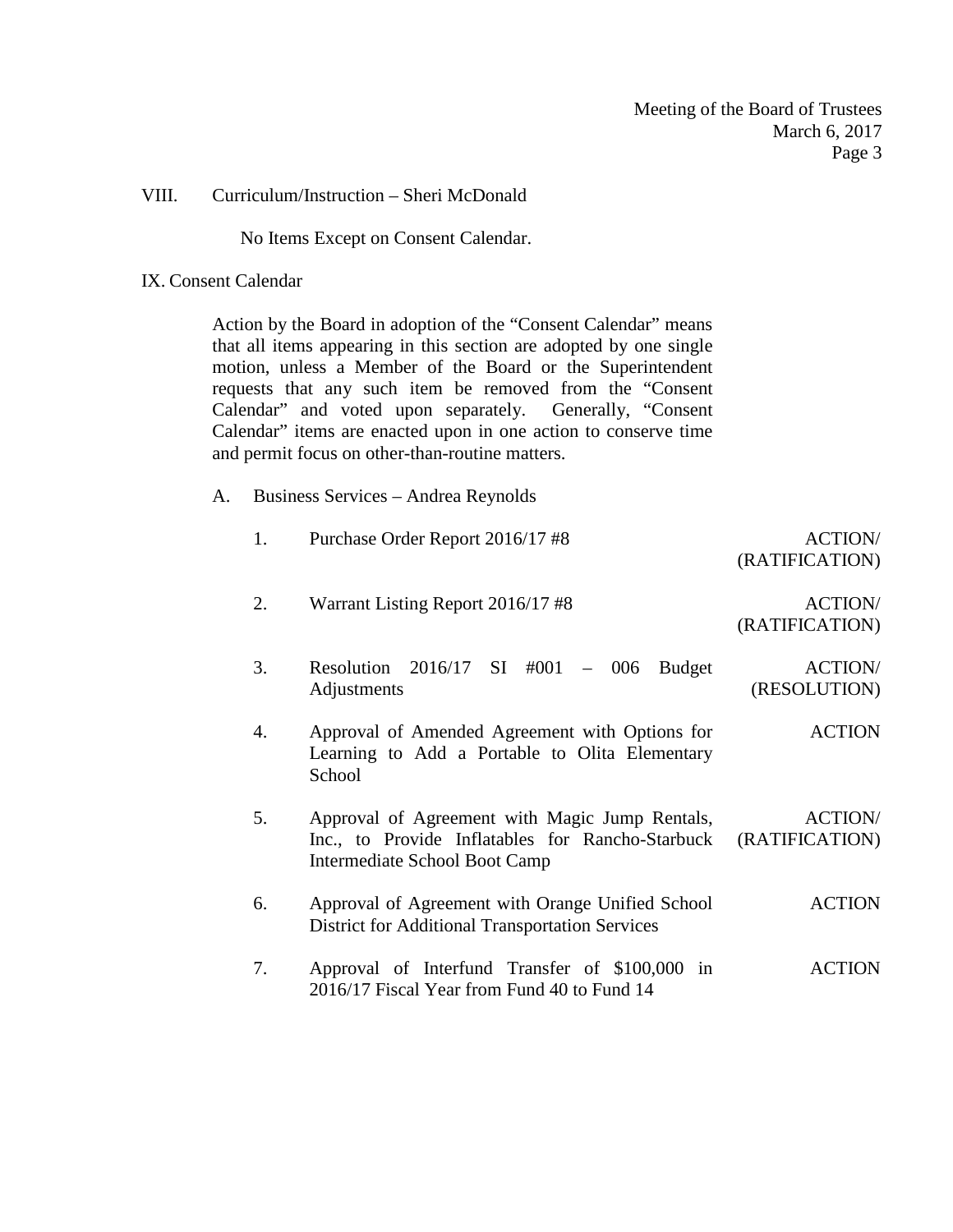VIII. Curriculum/Instruction – Sheri McDonald

No Items Except on Consent Calendar.

IX. Consent Calendar

Action by the Board in adoption of the "Consent Calendar" means that all items appearing in this section are adopted by one single motion, unless a Member of the Board or the Superintendent requests that any such item be removed from the "Consent Calendar" and voted upon separately. Generally, "Consent Calendar" items are enacted upon in one action to conserve time and permit focus on other-than-routine matters.

A. Business Services – Andrea Reynolds

1. Purchase Order Report 2016/17 #8 — ACTION/ (RATIFICATION)

2. Warrant Listing Report 2016/17 #8 — ACTION/ (RATIFICATION)

3. Resolution 2016/17 SI #001 – 006 Budget Adjustments — ACTION/ (RESOLUTION)

4. Approval of Amended Agreement with Options for Learning to Add a Portable to Olita Elementary School — ACTION

5. Approval of Agreement with Magic Jump Rentals, Inc., to Provide Inflatables for Rancho-Starbuck Intermediate School Boot Camp — ACTION/ (RATIFICATION)

6. Approval of Agreement with Orange Unified School District for Additional Transportation Services — ACTION

7. Approval of Interfund Transfer of $100,000 in 2016/17 Fiscal Year from Fund 40 to Fund 14 — ACTION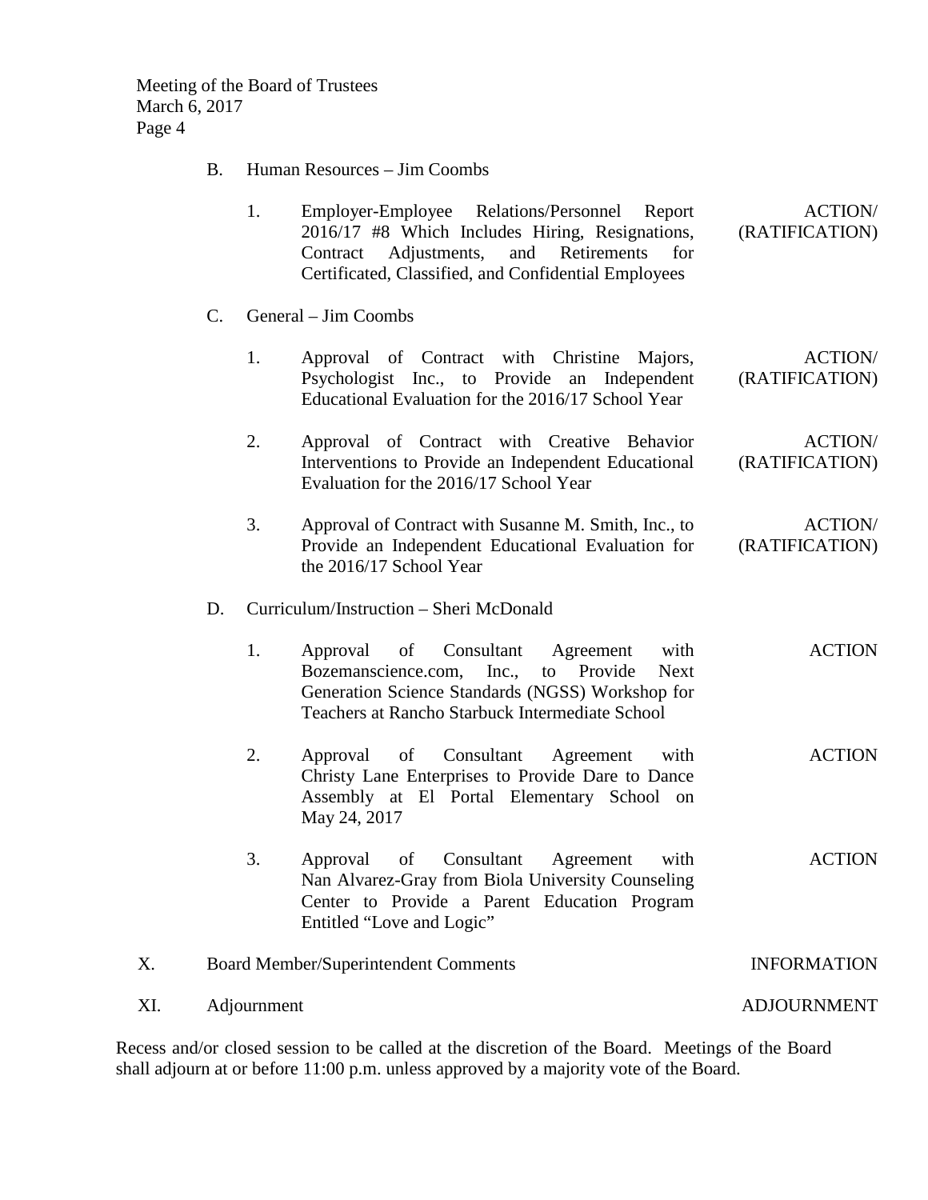B. Human Resources – Jim Coombs

1. Employer-Employee Relations/Personnel Report 2016/17 #8 Which Includes Hiring, Resignations, Contract Adjustments, and Retirements for Certificated, Classified, and Confidential Employees — ACTION/ (RATIFICATION)

C. General – Jim Coombs

1. Approval of Contract with Christine Majors, Psychologist Inc., to Provide an Independent Educational Evaluation for the 2016/17 School Year — ACTION/ (RATIFICATION)

2. Approval of Contract with Creative Behavior Interventions to Provide an Independent Educational Evaluation for the 2016/17 School Year — ACTION/ (RATIFICATION)

3. Approval of Contract with Susanne M. Smith, Inc., to Provide an Independent Educational Evaluation for the 2016/17 School Year — ACTION/ (RATIFICATION)

D. Curriculum/Instruction – Sheri McDonald

1. Approval of Consultant Agreement with Bozemanscience.com, Inc., to Provide Next Generation Science Standards (NGSS) Workshop for Teachers at Rancho Starbuck Intermediate School — ACTION

2. Approval of Consultant Agreement with Christy Lane Enterprises to Provide Dare to Dance Assembly at El Portal Elementary School on May 24, 2017 — ACTION

3. Approval of Consultant Agreement with Nan Alvarez-Gray from Biola University Counseling Center to Provide a Parent Education Program Entitled "Love and Logic" — ACTION

X. Board Member/Superintendent Comments — INFORMATION

XI. Adjournment — ADJOURNMENT

Recess and/or closed session to be called at the discretion of the Board. Meetings of the Board shall adjourn at or before 11:00 p.m. unless approved by a majority vote of the Board.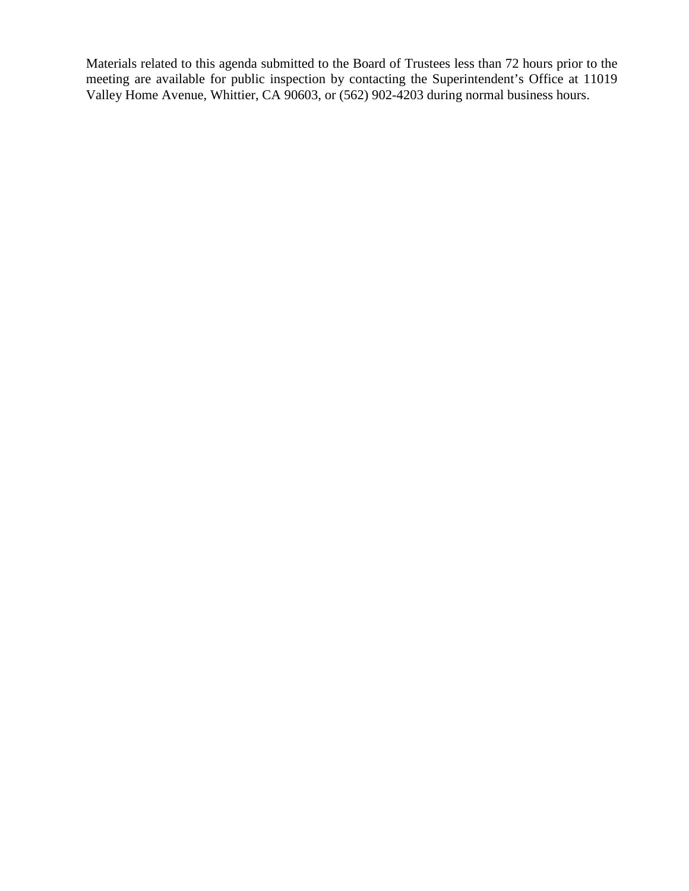Materials related to this agenda submitted to the Board of Trustees less than 72 hours prior to the meeting are available for public inspection by contacting the Superintendent's Office at 11019 Valley Home Avenue, Whittier, CA 90603, or (562) 902-4203 during normal business hours.